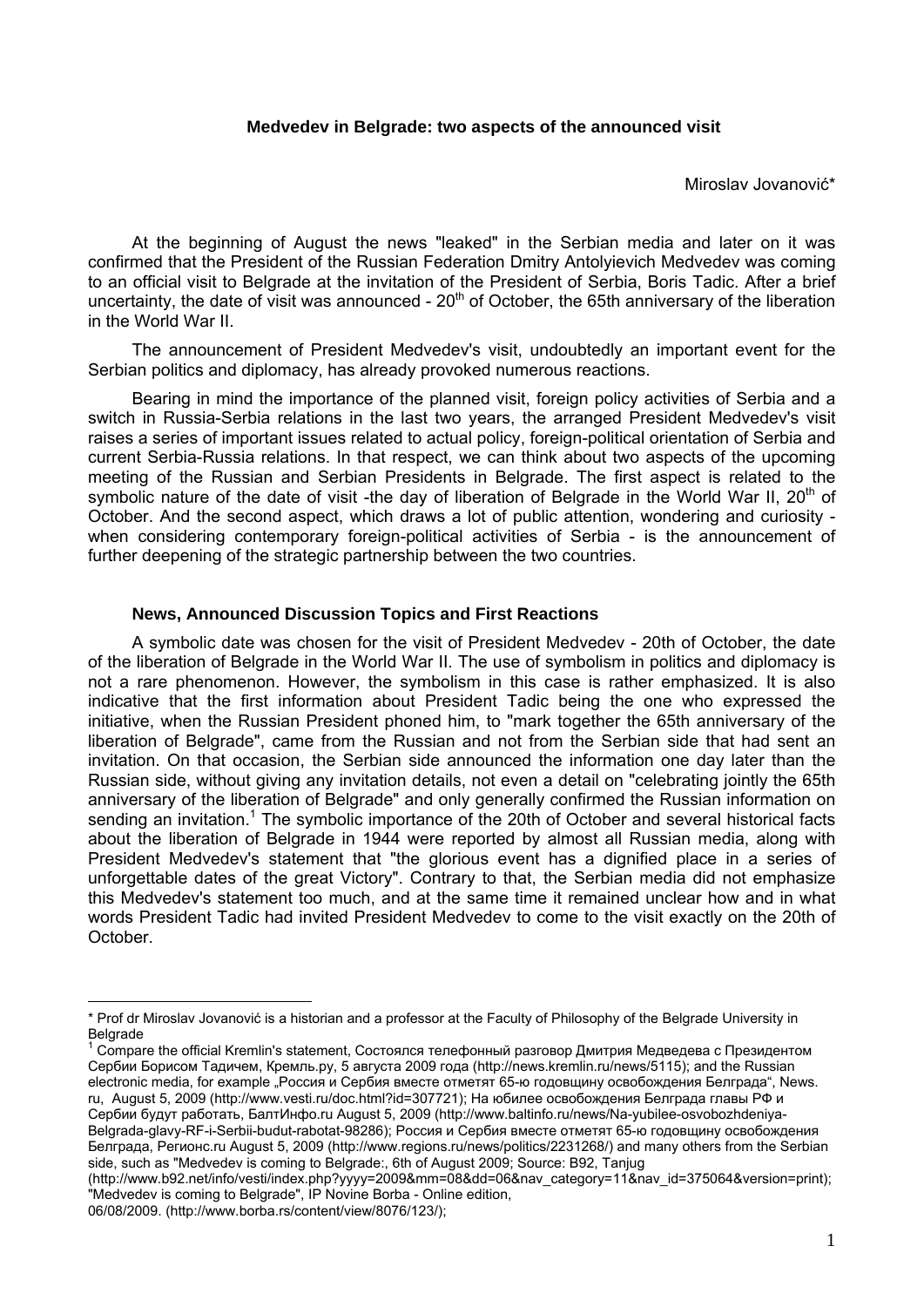## Medvedev in Belgrade: two aspects of the announced visit

Miroslav Jovanović*

At the beginning of August the news "leaked" in the Serbian media and later on it was confirmed that the President of the Russian Federation Dmitry Antolyievich Medvedev was coming to an official visit to Belgrade at the invitation of the President of Serbia, Boris Tadic. After a brief uncertainty, the date of visit was announced - 20th of October, the 65th anniversary of the liberation in the World War II.

The announcement of President Medvedev's visit, undoubtedly an important event for the Serbian politics and diplomacy, has already provoked numerous reactions.

Bearing in mind the importance of the planned visit, foreign policy activities of Serbia and a switch in Russia-Serbia relations in the last two years, the arranged President Medvedev's visit raises a series of important issues related to actual policy, foreign-political orientation of Serbia and current Serbia-Russia relations. In that respect, we can think about two aspects of the upcoming meeting of the Russian and Serbian Presidents in Belgrade. The first aspect is related to the symbolic nature of the date of visit -the day of liberation of Belgrade in the World War II, 20th of October. And the second aspect, which draws a lot of public attention, wondering and curiosity - when considering contemporary foreign-political activities of Serbia - is the announcement of further deepening of the strategic partnership between the two countries.

### News, Announced Discussion Topics and First Reactions

A symbolic date was chosen for the visit of President Medvedev - 20th of October, the date of the liberation of Belgrade in the World War II. The use of symbolism in politics and diplomacy is not a rare phenomenon. However, the symbolism in this case is rather emphasized. It is also indicative that the first information about President Tadic being the one who expressed the initiative, when the Russian President phoned him, to "mark together the 65th anniversary of the liberation of Belgrade", came from the Russian and not from the Serbian side that had sent an invitation. On that occasion, the Serbian side announced the information one day later than the Russian side, without giving any invitation details, not even a detail on "celebrating jointly the 65th anniversary of the liberation of Belgrade" and only generally confirmed the Russian information on sending an invitation.[1] The symbolic importance of the 20th of October and several historical facts about the liberation of Belgrade in 1944 were reported by almost all Russian media, along with President Medvedev's statement that "the glorious event has a dignified place in a series of unforgettable dates of the great Victory". Contrary to that, the Serbian media did not emphasize this Medvedev's statement too much, and at the same time it remained unclear how and in what words President Tadic had invited President Medvedev to come to the visit exactly on the 20th of October.

---

* Prof dr Miroslav Jovanović is a historian and a professor at the Faculty of Philosophy of the Belgrade University in Belgrade

[1] Compare the official Kremlin's statement, Состоялся телефонный разговор Дмитрия Медведева с Президентом Сербии Борисом Тадичем, Кремль.ру, 5 августа 2009 года (http://news.kremlin.ru/news/5115); and the Russian electronic media, for example „Россия и Сербия вместе отметят 65-ю годовщину освобождения Белграда", News. ru, August 5, 2009 (http://www.vesti.ru/doc.html?id=307721); На юбилее освобождения Белграда главы РФ и Сербии будут работать, БалтИнфо.ru August 5, 2009 (http://www.baltinfo.ru/news/Na-yubilee-osvobozhdeniya-Belgrada-glavy-RF-i-Serbii-budut-rabotat-98286); Россия и Сербия вместе отметят 65-ю годовщину освобождения Белграда, Регионс.ru August 5, 2009 (http://www.regions.ru/news/politics/2231268/) and many others from the Serbian side, such as "Medvedev is coming to Belgrade:, 6th of August 2009; Source: B92, Tanjug (http://www.b92.net/info/vesti/index.php?yyyy=2009&mm=08&dd=06&nav_category=11&nav_id=375064&version=print); "Medvedev is coming to Belgrade", IP Novine Borba - Online edition, 06/08/2009. (http://www.borba.rs/content/view/8076/123/);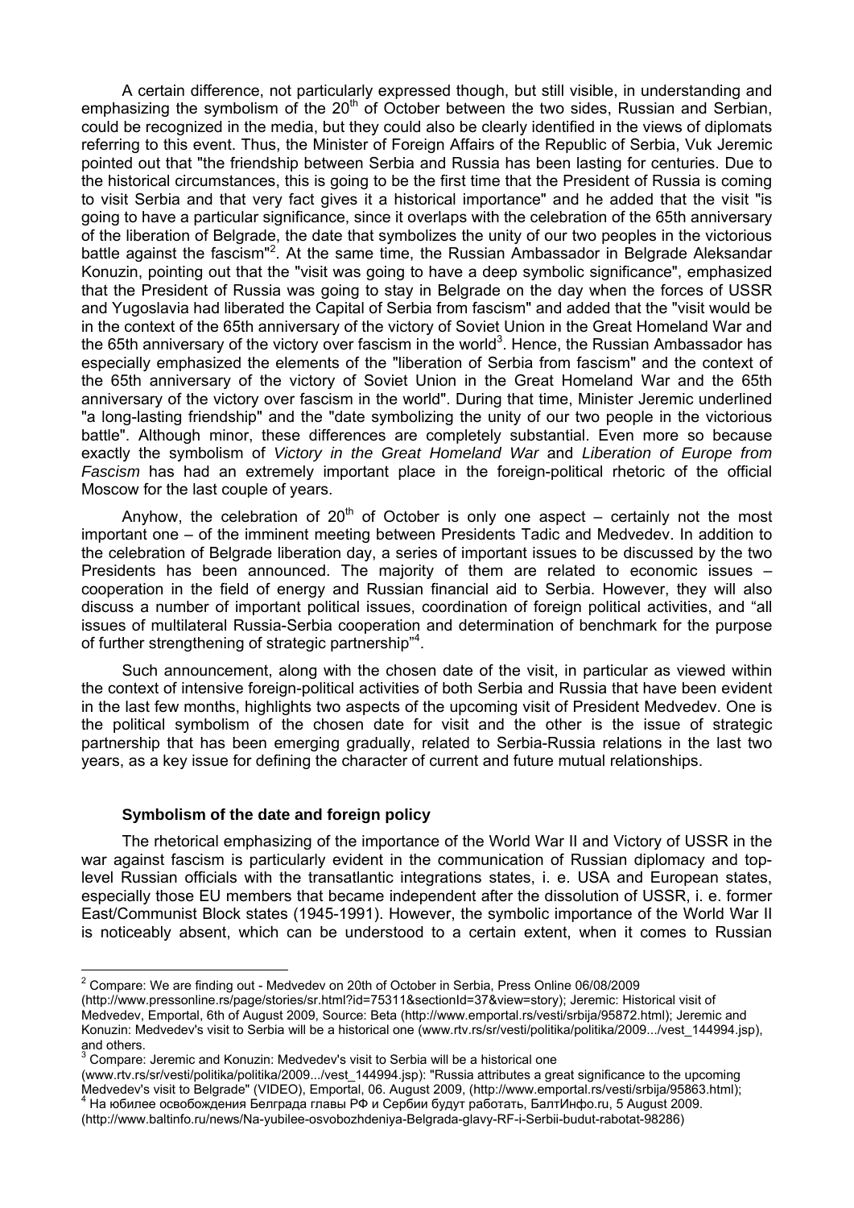A certain difference, not particularly expressed though, but still visible, in understanding and emphasizing the symbolism of the 20th of October between the two sides, Russian and Serbian, could be recognized in the media, but they could also be clearly identified in the views of diplomats referring to this event. Thus, the Minister of Foreign Affairs of the Republic of Serbia, Vuk Jeremic pointed out that "the friendship between Serbia and Russia has been lasting for centuries. Due to the historical circumstances, this is going to be the first time that the President of Russia is coming to visit Serbia and that very fact gives it a historical importance" and he added that the visit "is going to have a particular significance, since it overlaps with the celebration of the 65th anniversary of the liberation of Belgrade, the date that symbolizes the unity of our two peoples in the victorious battle against the fascism"[2]. At the same time, the Russian Ambassador in Belgrade Aleksandar Konuzin, pointing out that the "visit was going to have a deep symbolic significance", emphasized that the President of Russia was going to stay in Belgrade on the day when the forces of USSR and Yugoslavia had liberated the Capital of Serbia from fascism" and added that the "visit would be in the context of the 65th anniversary of the victory of Soviet Union in the Great Homeland War and the 65th anniversary of the victory over fascism in the world"[3]. Hence, the Russian Ambassador has especially emphasized the elements of the "liberation of Serbia from fascism" and the context of the 65th anniversary of the victory of Soviet Union in the Great Homeland War and the 65th anniversary of the victory over fascism in the world". During that time, Minister Jeremic underlined "a long-lasting friendship" and the "date symbolizing the unity of our two people in the victorious battle". Although minor, these differences are completely substantial. Even more so because exactly the symbolism of *Victory in the Great Homeland War* and *Liberation of Europe from Fascism* has had an extremely important place in the foreign-political rhetoric of the official Moscow for the last couple of years.

Anyhow, the celebration of 20th of October is only one aspect – certainly not the most important one – of the imminent meeting between Presidents Tadic and Medvedev. In addition to the celebration of Belgrade liberation day, a series of important issues to be discussed by the two Presidents has been announced. The majority of them are related to economic issues – cooperation in the field of energy and Russian financial aid to Serbia. However, they will also discuss a number of important political issues, coordination of foreign political activities, and "all issues of multilateral Russia-Serbia cooperation and determination of benchmark for the purpose of further strengthening of strategic partnership"[4].

Such announcement, along with the chosen date of the visit, in particular as viewed within the context of intensive foreign-political activities of both Serbia and Russia that have been evident in the last few months, highlights two aspects of the upcoming visit of President Medvedev. One is the political symbolism of the chosen date for visit and the other is the issue of strategic partnership that has been emerging gradually, related to Serbia-Russia relations in the last two years, as a key issue for defining the character of current and future mutual relationships.

### Symbolism of the date and foreign policy

The rhetorical emphasizing of the importance of the World War II and Victory of USSR in the war against fascism is particularly evident in the communication of Russian diplomacy and top-level Russian officials with the transatlantic integrations states, i. e. USA and European states, especially those EU members that became independent after the dissolution of USSR, i. e. former East/Communist Block states (1945-1991). However, the symbolic importance of the World War II is noticeably absent, which can be understood to a certain extent, when it comes to Russian

---

[2] Compare: We are finding out - Medvedev on 20th of October in Serbia, Press Online 06/08/2009 (http://www.pressonline.rs/page/stories/sr.html?id=75311&sectionId=37&view=story); Jeremic: Historical visit of Medvedev, Emportal, 6th of August 2009, Source: Beta (http://www.emportal.rs/vesti/srbija/95872.html); Jeremic and Konuzin: Medvedev's visit to Serbia will be a historical one (www.rtv.rs/sr/vesti/politika/politika/2009.../vest_144994.jsp), and others.

[3] Compare: Jeremic and Konuzin: Medvedev's visit to Serbia will be a historical one (www.rtv.rs/sr/vesti/politika/politika/2009.../vest_144994.jsp): "Russia attributes a great significance to the upcoming Medvedev's visit to Belgrade" (VIDEO), Emportal, 06. August 2009, (http://www.emportal.rs/vesti/srbija/95863.html);

[4] На юбилее освобождения Белграда главы РФ и Сербии будут работать, БалтИнфо.ru, 5 August 2009. (http://www.baltinfo.ru/news/Na-yubilee-osvobozhdeniya-Belgrada-glavy-RF-i-Serbii-budut-rabotat-98286)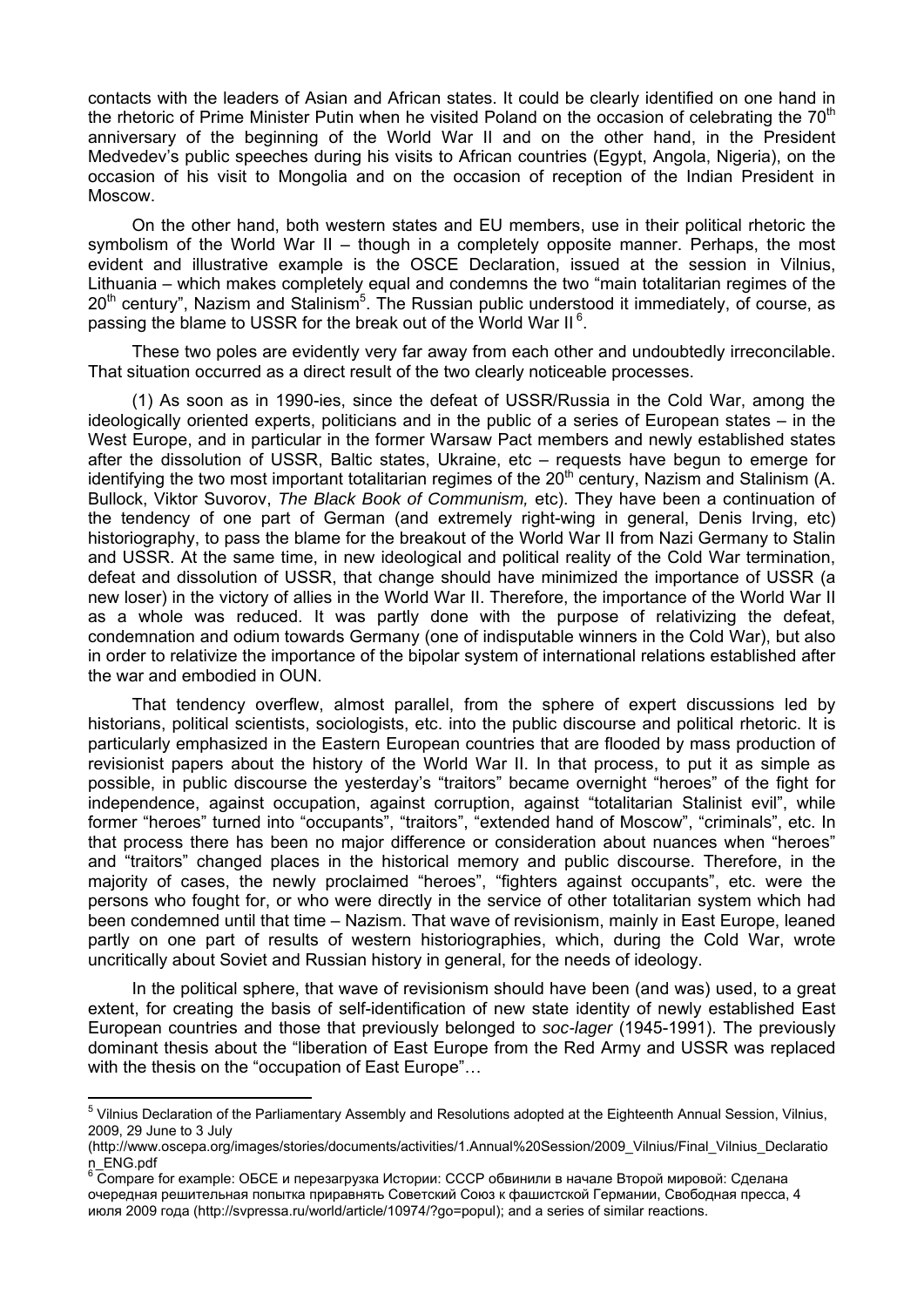contacts with the leaders of Asian and African states. It could be clearly identified on one hand in the rhetoric of Prime Minister Putin when he visited Poland on the occasion of celebrating the 70th anniversary of the beginning of the World War II and on the other hand, in the President Medvedev's public speeches during his visits to African countries (Egypt, Angola, Nigeria), on the occasion of his visit to Mongolia and on the occasion of reception of the Indian President in Moscow.

On the other hand, both western states and EU members, use in their political rhetoric the symbolism of the World War II – though in a completely opposite manner. Perhaps, the most evident and illustrative example is the OSCE Declaration, issued at the session in Vilnius, Lithuania – which makes completely equal and condemns the two "main totalitarian regimes of the 20th century", Nazism and Stalinism[5]. The Russian public understood it immediately, of course, as passing the blame to USSR for the break out of the World War II[6].

These two poles are evidently very far away from each other and undoubtedly irreconcilable. That situation occurred as a direct result of the two clearly noticeable processes.

(1) As soon as in 1990-ies, since the defeat of USSR/Russia in the Cold War, among the ideologically oriented experts, politicians and in the public of a series of European states – in the West Europe, and in particular in the former Warsaw Pact members and newly established states after the dissolution of USSR, Baltic states, Ukraine, etc – requests have begun to emerge for identifying the two most important totalitarian regimes of the 20th century, Nazism and Stalinism (A. Bullock, Viktor Suvorov, *The Black Book of Communism,* etc). They have been a continuation of the tendency of one part of German (and extremely right-wing in general, Denis Irving, etc) historiography, to pass the blame for the breakout of the World War II from Nazi Germany to Stalin and USSR. At the same time, in new ideological and political reality of the Cold War termination, defeat and dissolution of USSR, that change should have minimized the importance of USSR (a new loser) in the victory of allies in the World War II. Therefore, the importance of the World War II as a whole was reduced. It was partly done with the purpose of relativizing the defeat, condemnation and odium towards Germany (one of indisputable winners in the Cold War), but also in order to relativize the importance of the bipolar system of international relations established after the war and embodied in OUN.

That tendency overflew, almost parallel, from the sphere of expert discussions led by historians, political scientists, sociologists, etc. into the public discourse and political rhetoric. It is particularly emphasized in the Eastern European countries that are flooded by mass production of revisionist papers about the history of the World War II. In that process, to put it as simple as possible, in public discourse the yesterday's "traitors" became overnight "heroes" of the fight for independence, against occupation, against corruption, against "totalitarian Stalinist evil", while former "heroes" turned into "occupants", "traitors", "extended hand of Moscow", "criminals", etc. In that process there has been no major difference or consideration about nuances when "heroes" and "traitors" changed places in the historical memory and public discourse. Therefore, in the majority of cases, the newly proclaimed "heroes", "fighters against occupants", etc. were the persons who fought for, or who were directly in the service of other totalitarian system which had been condemned until that time – Nazism. That wave of revisionism, mainly in East Europe, leaned partly on one part of results of western historiographies, which, during the Cold War, wrote uncritically about Soviet and Russian history in general, for the needs of ideology.

In the political sphere, that wave of revisionism should have been (and was) used, to a great extent, for creating the basis of self-identification of new state identity of newly established East European countries and those that previously belonged to *soc-lager* (1945-1991). The previously dominant thesis about the "liberation of East Europe from the Red Army and USSR was replaced with the thesis on the "occupation of East Europe"…

---

[5] Vilnius Declaration of the Parliamentary Assembly and Resolutions adopted at the Eighteenth Annual Session, Vilnius, 2009, 29 June to 3 July (http://www.oscepa.org/images/stories/documents/activities/1.Annual%20Session/2009_Vilnius/Final_Vilnius_Declaration_ENG.pdf

[6] Compare for example: ОБСЕ и перезагрузка Истории: СССР обвинили в начале Второй мировой: Сделана очередная решительная попытка приравнять Советский Союз к фашистской Германии, Свободная пресса, 4 июля 2009 года (http://svpressa.ru/world/article/10974/?go=popul); and a series of similar reactions.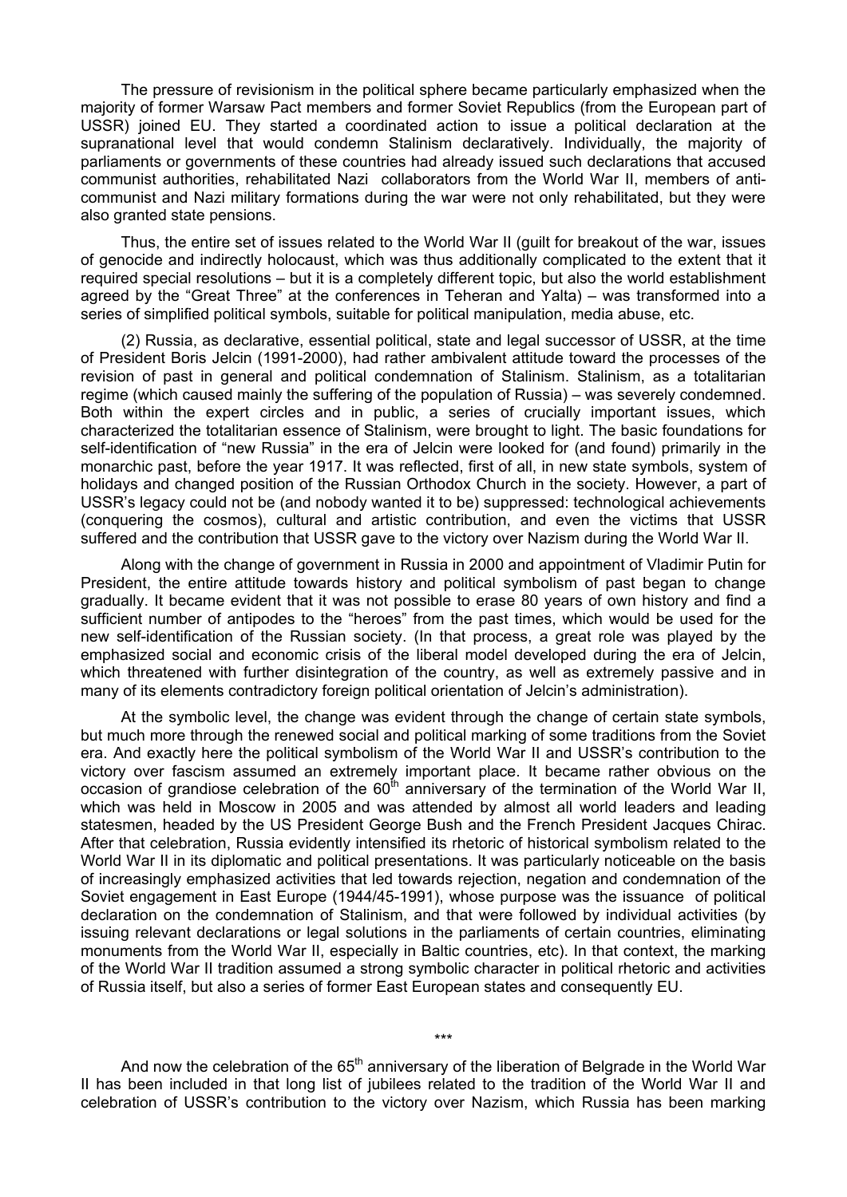The pressure of revisionism in the political sphere became particularly emphasized when the majority of former Warsaw Pact members and former Soviet Republics (from the European part of USSR) joined EU. They started a coordinated action to issue a political declaration at the supranational level that would condemn Stalinism declaratively. Individually, the majority of parliaments or governments of these countries had already issued such declarations that accused communist authorities, rehabilitated Nazi collaborators from the World War II, members of anti-communist and Nazi military formations during the war were not only rehabilitated, but they were also granted state pensions.

Thus, the entire set of issues related to the World War II (guilt for breakout of the war, issues of genocide and indirectly holocaust, which was thus additionally complicated to the extent that it required special resolutions – but it is a completely different topic, but also the world establishment agreed by the "Great Three" at the conferences in Teheran and Yalta) – was transformed into a series of simplified political symbols, suitable for political manipulation, media abuse, etc.

(2) Russia, as declarative, essential political, state and legal successor of USSR, at the time of President Boris Jelcin (1991-2000), had rather ambivalent attitude toward the processes of the revision of past in general and political condemnation of Stalinism. Stalinism, as a totalitarian regime (which caused mainly the suffering of the population of Russia) – was severely condemned. Both within the expert circles and in public, a series of crucially important issues, which characterized the totalitarian essence of Stalinism, were brought to light. The basic foundations for self-identification of "new Russia" in the era of Jelcin were looked for (and found) primarily in the monarchic past, before the year 1917. It was reflected, first of all, in new state symbols, system of holidays and changed position of the Russian Orthodox Church in the society. However, a part of USSR's legacy could not be (and nobody wanted it to be) suppressed: technological achievements (conquering the cosmos), cultural and artistic contribution, and even the victims that USSR suffered and the contribution that USSR gave to the victory over Nazism during the World War II.

Along with the change of government in Russia in 2000 and appointment of Vladimir Putin for President, the entire attitude towards history and political symbolism of past began to change gradually. It became evident that it was not possible to erase 80 years of own history and find a sufficient number of antipodes to the "heroes" from the past times, which would be used for the new self-identification of the Russian society. (In that process, a great role was played by the emphasized social and economic crisis of the liberal model developed during the era of Jelcin, which threatened with further disintegration of the country, as well as extremely passive and in many of its elements contradictory foreign political orientation of Jelcin's administration).

At the symbolic level, the change was evident through the change of certain state symbols, but much more through the renewed social and political marking of some traditions from the Soviet era. And exactly here the political symbolism of the World War II and USSR's contribution to the victory over fascism assumed an extremely important place. It became rather obvious on the occasion of grandiose celebration of the 60th anniversary of the termination of the World War II, which was held in Moscow in 2005 and was attended by almost all world leaders and leading statesmen, headed by the US President George Bush and the French President Jacques Chirac. After that celebration, Russia evidently intensified its rhetoric of historical symbolism related to the World War II in its diplomatic and political presentations. It was particularly noticeable on the basis of increasingly emphasized activities that led towards rejection, negation and condemnation of the Soviet engagement in East Europe (1944/45-1991), whose purpose was the issuance of political declaration on the condemnation of Stalinism, and that were followed by individual activities (by issuing relevant declarations or legal solutions in the parliaments of certain countries, eliminating monuments from the World War II, especially in Baltic countries, etc). In that context, the marking of the World War II tradition assumed a strong symbolic character in political rhetoric and activities of Russia itself, but also a series of former East European states and consequently EU.

\*\*\*

And now the celebration of the 65th anniversary of the liberation of Belgrade in the World War II has been included in that long list of jubilees related to the tradition of the World War II and celebration of USSR's contribution to the victory over Nazism, which Russia has been marking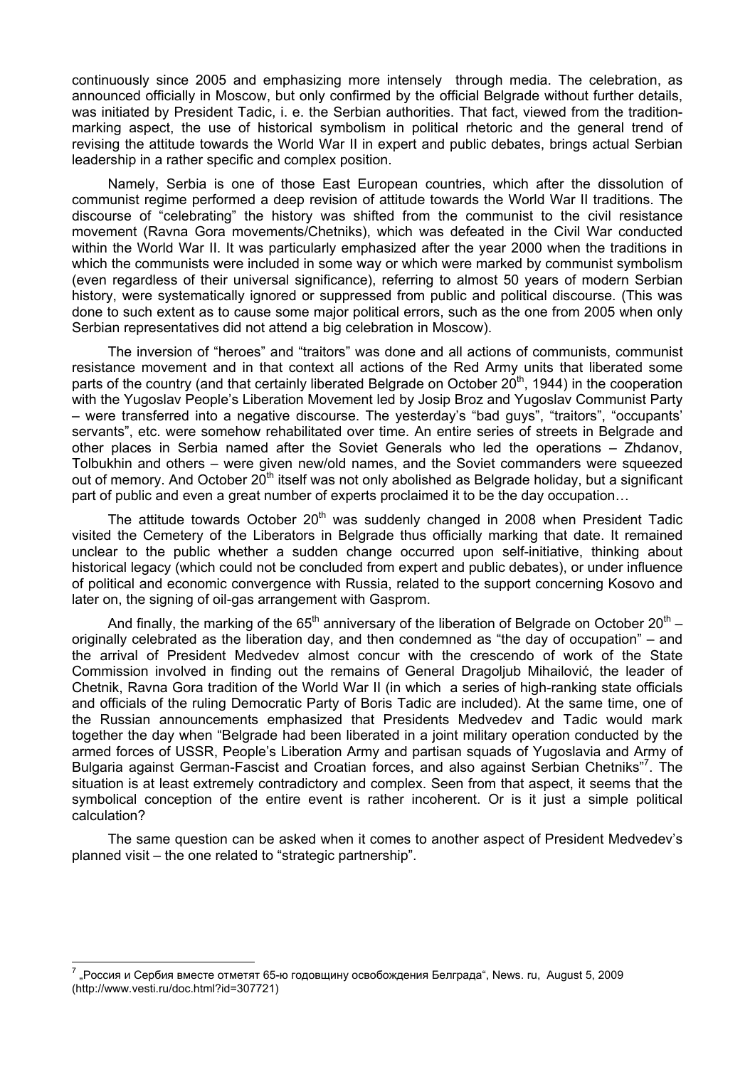continuously since 2005 and emphasizing more intensely through media. The celebration, as announced officially in Moscow, but only confirmed by the official Belgrade without further details, was initiated by President Tadic, i. e. the Serbian authorities. That fact, viewed from the tradition-marking aspect, the use of historical symbolism in political rhetoric and the general trend of revising the attitude towards the World War II in expert and public debates, brings actual Serbian leadership in a rather specific and complex position.

Namely, Serbia is one of those East European countries, which after the dissolution of communist regime performed a deep revision of attitude towards the World War II traditions. The discourse of "celebrating" the history was shifted from the communist to the civil resistance movement (Ravna Gora movements/Chetniks), which was defeated in the Civil War conducted within the World War II. It was particularly emphasized after the year 2000 when the traditions in which the communists were included in some way or which were marked by communist symbolism (even regardless of their universal significance), referring to almost 50 years of modern Serbian history, were systematically ignored or suppressed from public and political discourse. (This was done to such extent as to cause some major political errors, such as the one from 2005 when only Serbian representatives did not attend a big celebration in Moscow).

The inversion of "heroes" and "traitors" was done and all actions of communists, communist resistance movement and in that context all actions of the Red Army units that liberated some parts of the country (and that certainly liberated Belgrade on October 20th, 1944) in the cooperation with the Yugoslav People's Liberation Movement led by Josip Broz and Yugoslav Communist Party – were transferred into a negative discourse. The yesterday's "bad guys", "traitors", "occupants' servants", etc. were somehow rehabilitated over time. An entire series of streets in Belgrade and other places in Serbia named after the Soviet Generals who led the operations – Zhdanov, Tolbukhin and others – were given new/old names, and the Soviet commanders were squeezed out of memory. And October 20th itself was not only abolished as Belgrade holiday, but a significant part of public and even a great number of experts proclaimed it to be the day occupation…

The attitude towards October 20th was suddenly changed in 2008 when President Tadic visited the Cemetery of the Liberators in Belgrade thus officially marking that date. It remained unclear to the public whether a sudden change occurred upon self-initiative, thinking about historical legacy (which could not be concluded from expert and public debates), or under influence of political and economic convergence with Russia, related to the support concerning Kosovo and later on, the signing of oil-gas arrangement with Gasprom.

And finally, the marking of the 65th anniversary of the liberation of Belgrade on October 20th – originally celebrated as the liberation day, and then condemned as "the day of occupation" – and the arrival of President Medvedev almost concur with the crescendo of work of the State Commission involved in finding out the remains of General Dragoljub Mihailović, the leader of Chetnik, Ravna Gora tradition of the World War II (in which a series of high-ranking state officials and officials of the ruling Democratic Party of Boris Tadic are included). At the same time, one of the Russian announcements emphasized that Presidents Medvedev and Tadic would mark together the day when "Belgrade had been liberated in a joint military operation conducted by the armed forces of USSR, People's Liberation Army and partisan squads of Yugoslavia and Army of Bulgaria against German-Fascist and Croatian forces, and also against Serbian Chetniks"[7]. The situation is at least extremely contradictory and complex. Seen from that aspect, it seems that the symbolical conception of the entire event is rather incoherent. Or is it just a simple political calculation?

The same question can be asked when it comes to another aspect of President Medvedev's planned visit – the one related to "strategic partnership".

---

[7] „Россия и Сербия вместе отметят 65-ю годовщину освобождения Белграда", News. ru, August 5, 2009 (http://www.vesti.ru/doc.html?id=307721)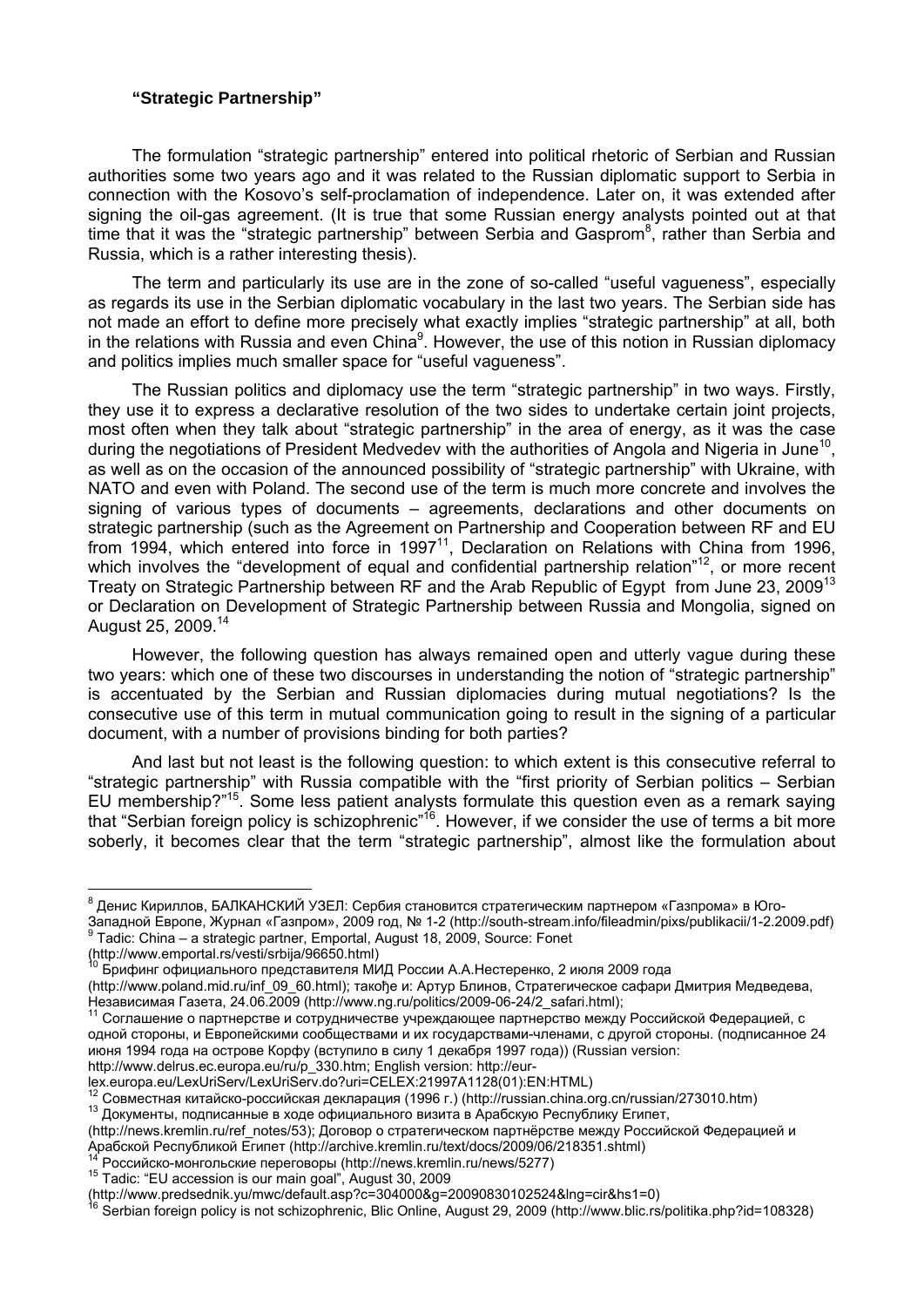**"Strategic Partnership"**

The formulation "strategic partnership" entered into political rhetoric of Serbian and Russian authorities some two years ago and it was related to the Russian diplomatic support to Serbia in connection with the Kosovo's self-proclamation of independence. Later on, it was extended after signing the oil-gas agreement. (It is true that some Russian energy analysts pointed out at that time that it was the "strategic partnership" between Serbia and Gasprom[8], rather than Serbia and Russia, which is a rather interesting thesis).

The term and particularly its use are in the zone of so-called "useful vagueness", especially as regards its use in the Serbian diplomatic vocabulary in the last two years. The Serbian side has not made an effort to define more precisely what exactly implies "strategic partnership" at all, both in the relations with Russia and even China[9]. However, the use of this notion in Russian diplomacy and politics implies much smaller space for "useful vagueness".

The Russian politics and diplomacy use the term "strategic partnership" in two ways. Firstly, they use it to express a declarative resolution of the two sides to undertake certain joint projects, most often when they talk about "strategic partnership" in the area of energy, as it was the case during the negotiations of President Medvedev with the authorities of Angola and Nigeria in June[10], as well as on the occasion of the announced possibility of "strategic partnership" with Ukraine, with NATO and even with Poland. The second use of the term is much more concrete and involves the signing of various types of documents – agreements, declarations and other documents on strategic partnership (such as the Agreement on Partnership and Cooperation between RF and EU from 1994, which entered into force in 1997[11], Declaration on Relations with China from 1996, which involves the "development of equal and confidential partnership relation"[12], or more recent Treaty on Strategic Partnership between RF and the Arab Republic of Egypt from June 23, 2009[13] or Declaration on Development of Strategic Partnership between Russia and Mongolia, signed on August 25, 2009.[14]

However, the following question has always remained open and utterly vague during these two years: which one of these two discourses in understanding the notion of "strategic partnership" is accentuated by the Serbian and Russian diplomacies during mutual negotiations? Is the consecutive use of this term in mutual communication going to result in the signing of a particular document, with a number of provisions binding for both parties?

And last but not least is the following question: to which extent is this consecutive referral to "strategic partnership" with Russia compatible with the "first priority of Serbian politics – Serbian EU membership?"[15]. Some less patient analysts formulate this question even as a remark saying that "Serbian foreign policy is schizophrenic"[16]. However, if we consider the use of terms a bit more soberly, it becomes clear that the term "strategic partnership", almost like the formulation about

---

[8] Денис Кириллов, БАЛКАНСКИЙ УЗЕЛ: Сербия становится стратегическим партнером «Газпрома» в Юго-Западной Европе, Журнал «Газпром», 2009 год, № 1-2 (http://south-stream.info/fileadmin/pixs/publikacii/1-2.2009.pdf)

[9] Tadic: China – a strategic partner, Emportal, August 18, 2009, Source: Fonet (http://www.emportal.rs/vesti/srbija/96650.html)

[10] Брифинг официального представителя МИД России А.А.Нестеренко, 2 июля 2009 года (http://www.poland.mid.ru/inf_09_60.html); такође и: Артур Блинов, Стратегическое сафари Дмитрия Медведева, Независимая Газета, 24.06.2009 (http://www.ng.ru/politics/2009-06-24/2_safari.html);

[11] Соглашение о партнерстве и сотрудничестве учреждающее партнерство между Российской Федерацией, с одной стороны, и Европейскими сообществами и их государствами-членами, с другой стороны. (подписанное 24 июня 1994 года на острове Корфу (вступило в силу 1 декабря 1997 года)) (Russian version: http://www.delrus.ec.europa.eu/ru/p_330.htm; English version: http://eur-lex.europa.eu/LexUriServ/LexUriServ.do?uri=CELEX:21997A1128(01):EN:HTML)

[12] Совместная китайско-российская декларация (1996 г.) (http://russian.china.org.cn/russian/273010.htm)

[13] Документы, подписанные в ходе официального визита в Арабскую Республику Египет, (http://news.kremlin.ru/ref_notes/53); Договор о стратегическом партнёрстве между Российской Федерацией и Арабской Республикой Египет (http://archive.kremlin.ru/text/docs/2009/06/218351.shtml)

[14] Российско-монгольские переговоры (http://news.kremlin.ru/news/5277)

[15] Tadic: "EU accession is our main goal", August 30, 2009 (http://www.predsednik.yu/mwc/default.asp?c=304000&g=20090830102524&lng=cir&hs1=0)

[16] Serbian foreign policy is not schizophrenic, Blic Online, August 29, 2009 (http://www.blic.rs/politika.php?id=108328)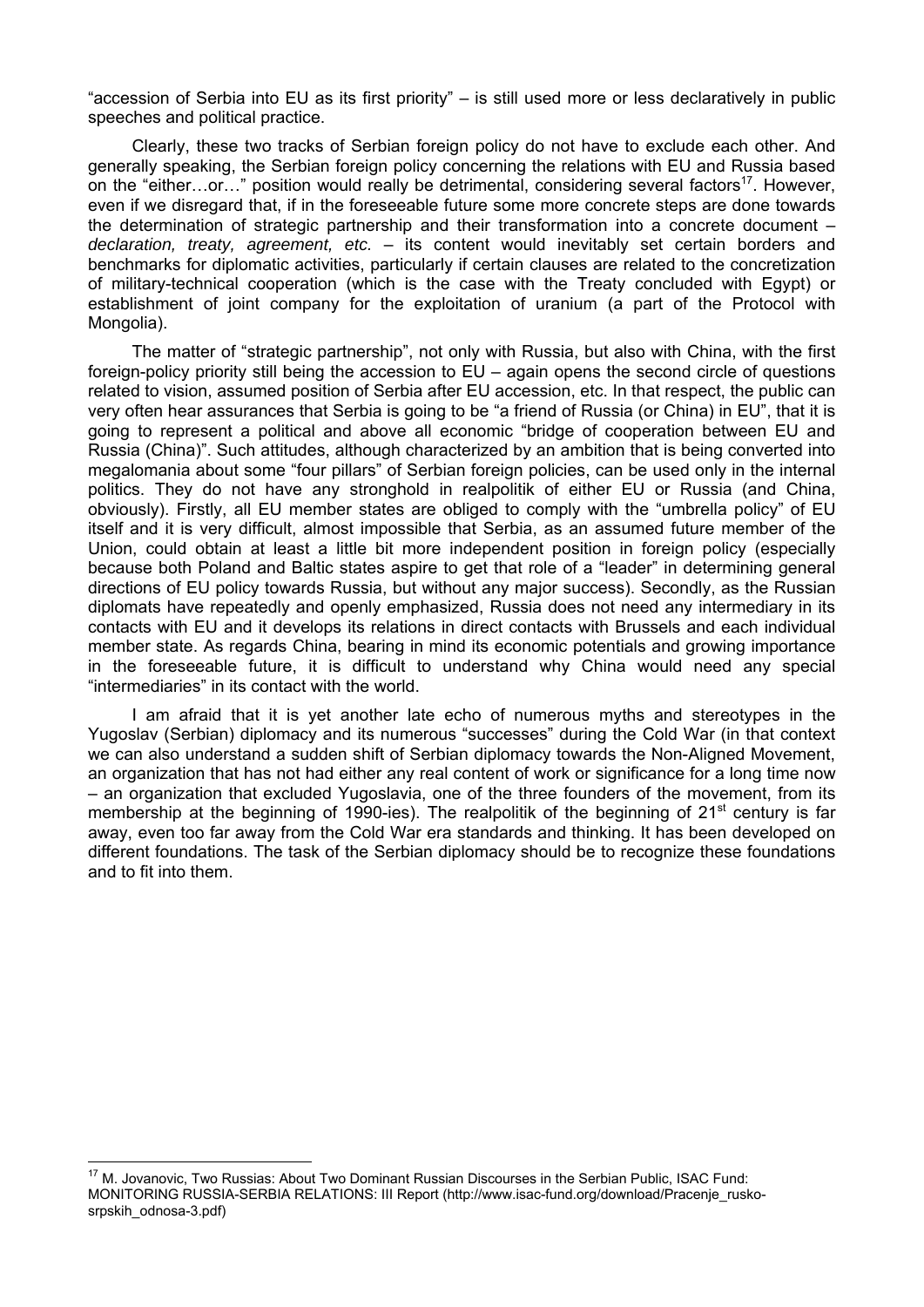"accession of Serbia into EU as its first priority" – is still used more or less declaratively in public speeches and political practice.

Clearly, these two tracks of Serbian foreign policy do not have to exclude each other. And generally speaking, the Serbian foreign policy concerning the relations with EU and Russia based on the "either…or…" position would really be detrimental, considering several factors[17]. However, even if we disregard that, if in the foreseeable future some more concrete steps are done towards the determination of strategic partnership and their transformation into a concrete document – *declaration, treaty, agreement, etc.* – its content would inevitably set certain borders and benchmarks for diplomatic activities, particularly if certain clauses are related to the concretization of military-technical cooperation (which is the case with the Treaty concluded with Egypt) or establishment of joint company for the exploitation of uranium (a part of the Protocol with Mongolia).

The matter of "strategic partnership", not only with Russia, but also with China, with the first foreign-policy priority still being the accession to EU – again opens the second circle of questions related to vision, assumed position of Serbia after EU accession, etc. In that respect, the public can very often hear assurances that Serbia is going to be "a friend of Russia (or China) in EU", that it is going to represent a political and above all economic "bridge of cooperation between EU and Russia (China)". Such attitudes, although characterized by an ambition that is being converted into megalomania about some "four pillars" of Serbian foreign policies, can be used only in the internal politics. They do not have any stronghold in realpolitik of either EU or Russia (and China, obviously). Firstly, all EU member states are obliged to comply with the "umbrella policy" of EU itself and it is very difficult, almost impossible that Serbia, as an assumed future member of the Union, could obtain at least a little bit more independent position in foreign policy (especially because both Poland and Baltic states aspire to get that role of a "leader" in determining general directions of EU policy towards Russia, but without any major success). Secondly, as the Russian diplomats have repeatedly and openly emphasized, Russia does not need any intermediary in its contacts with EU and it develops its relations in direct contacts with Brussels and each individual member state. As regards China, bearing in mind its economic potentials and growing importance in the foreseeable future, it is difficult to understand why China would need any special "intermediaries" in its contact with the world.

I am afraid that it is yet another late echo of numerous myths and stereotypes in the Yugoslav (Serbian) diplomacy and its numerous "successes" during the Cold War (in that context we can also understand a sudden shift of Serbian diplomacy towards the Non-Aligned Movement, an organization that has not had either any real content of work or significance for a long time now – an organization that excluded Yugoslavia, one of the three founders of the movement, from its membership at the beginning of 1990-ies). The realpolitik of the beginning of 21st century is far away, even too far away from the Cold War era standards and thinking. It has been developed on different foundations. The task of the Serbian diplomacy should be to recognize these foundations and to fit into them.

---

[17] M. Jovanovic, Two Russias: About Two Dominant Russian Discourses in the Serbian Public, ISAC Fund: MONITORING RUSSIA-SERBIA RELATIONS: III Report (http://www.isac-fund.org/download/Pracenje_rusko-srpskih_odnosa-3.pdf)